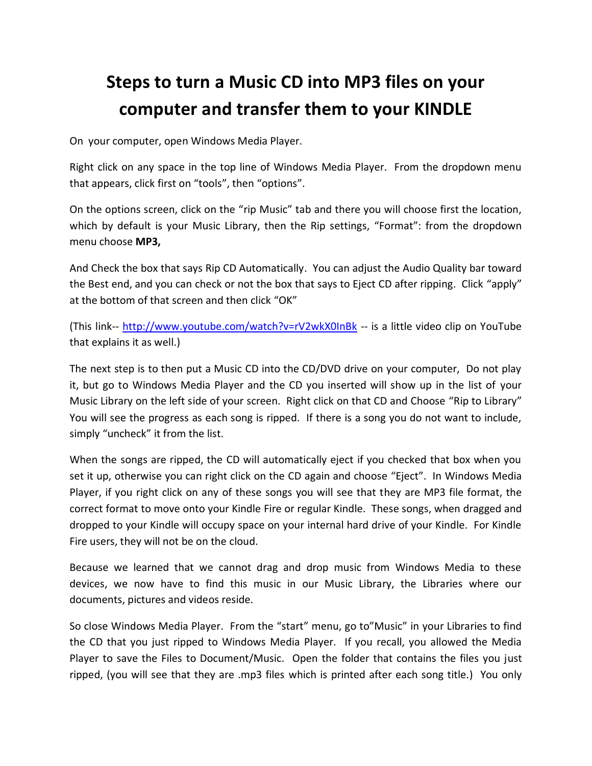# Steps to turn a Music CD into MP3 files on your computer and transfer them to your KINDLE

On your computer, open Windows Media Player.

Right click on any space in the top line of Windows Media Player. From the dropdown menu that appears, click first on "tools", then "options".

On the options screen, click on the "rip Music" tab and there you will choose first the location, which by default is your Music Library, then the Rip settings, "Format": from the dropdown menu choose **MP3,**

And Check the box that says Rip CD Automatically. You can adjust the Audio Quality bar toward the Best end, and you can check or not the box that says to Eject CD after ripping. Click "apply" at the bottom of that screen and then click "OK"

(This link-- [http://www.youtube.com/watch?v=rV2wkX0InBk](http://www.youtube.com/watch?v=rV2wkX0InBk) -- is a little video clip on YouTube that explains it as well.)

The next step is to then put a Music CD into the CD/DVD drive on your computer, Do not play it, but go to Windows Media Player and the CD you inserted will show up in the list of your Music Library on the left side of your screen. Right click on that CD and Choose "Rip to Library" You will see the progress as each song is ripped. If there is a song you do not want to include, simply "uncheck" it from the list.

When the songs are ripped, the CD will automatically eject if you checked that box when you set it up, otherwise you can right click on the CD again and choose "Eject". In Windows Media Player, if you right click on any of these songs you will see that they are MP3 file format, the correct format to move onto your Kindle Fire or regular Kindle. These songs, when dragged and dropped to your Kindle will occupy space on your internal hard drive of your Kindle. For Kindle Fire users, they will not be on the cloud.

Because we learned that we cannot drag and drop music from Windows Media to these devices, we now have to find this music in our Music Library, the Libraries where our documents, pictures and videos reside.

So close Windows Media Player. From the "start" menu, go to"Music" in your Libraries to find the CD that you just ripped to Windows Media Player. If you recall, you allowed the Media Player to save the Files to Document/Music. Open the folder that contains the files you just ripped, (you will see that they are .mp3 files which is printed after each song title.) You only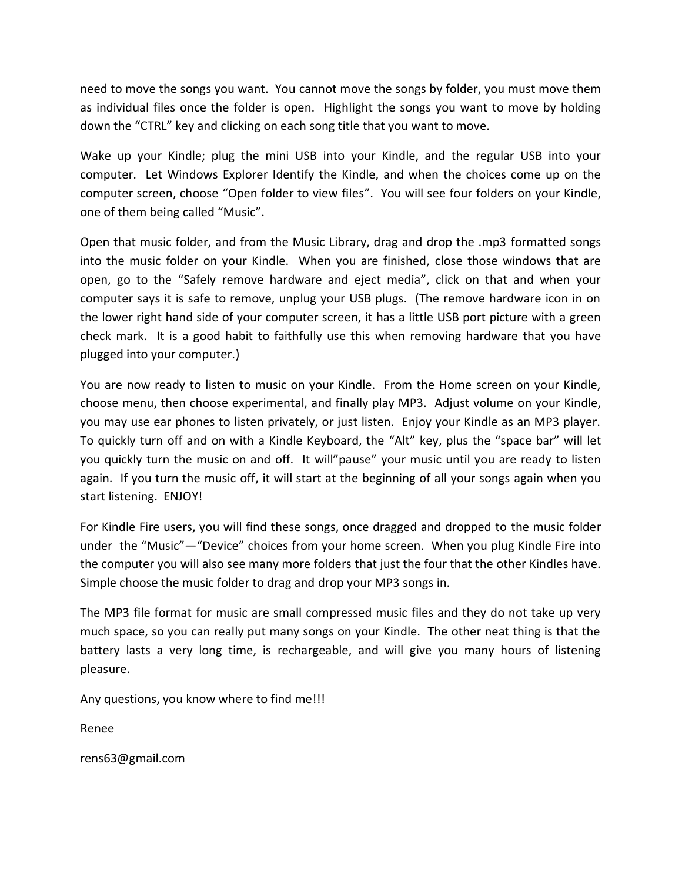need to move the songs you want. You cannot move the songs by folder, you must move them as individual files once the folder is open. Highlight the songs you want to move by holding down the "CTRL" key and clicking on each song title that you want to move.

Wake up your Kindle; plug the mini USB into your Kindle, and the regular USB into your computer. Let Windows Explorer Identify the Kindle, and when the choices come up on the computer screen, choose "Open folder to view files". You will see four folders on your Kindle, one of them being called "Music".

Open that music folder, and from the Music Library, drag and drop the .mp3 formatted songs into the music folder on your Kindle. When you are finished, close those windows that are open, go to the "Safely remove hardware and eject media", click on that and when your computer says it is safe to remove, unplug your USB plugs. (The remove hardware icon in on the lower right hand side of your computer screen, it has a little USB port picture with a green check mark. It is a good habit to faithfully use this when removing hardware that you have plugged into your computer.)

You are now ready to listen to music on your Kindle. From the Home screen on your Kindle, choose menu, then choose experimental, and finally play MP3. Adjust volume on your Kindle, you may use ear phones to listen privately, or just listen. Enjoy your Kindle as an MP3 player. To quickly turn off and on with a Kindle Keyboard, the "Alt" key, plus the "space bar" will let you quickly turn the music on and off. It will"pause" your music until you are ready to listen again. If you turn the music off, it will start at the beginning of all your songs again when you start listening. ENJOY!

For Kindle Fire users, you will find these songs, once dragged and dropped to the music folder under the "Music"—"Device" choices from your home screen. When you plug Kindle Fire into the computer you will also see many more folders that just the four that the other Kindles have. Simple choose the music folder to drag and drop your MP3 songs in.

The MP3 file format for music are small compressed music files and they do not take up very much space, so you can really put many songs on your Kindle. The other neat thing is that the battery lasts a very long time, is rechargeable, and will give you many hours of listening pleasure.

Any questions, you know where to find me!!!

Renee

rens63@gmail.com